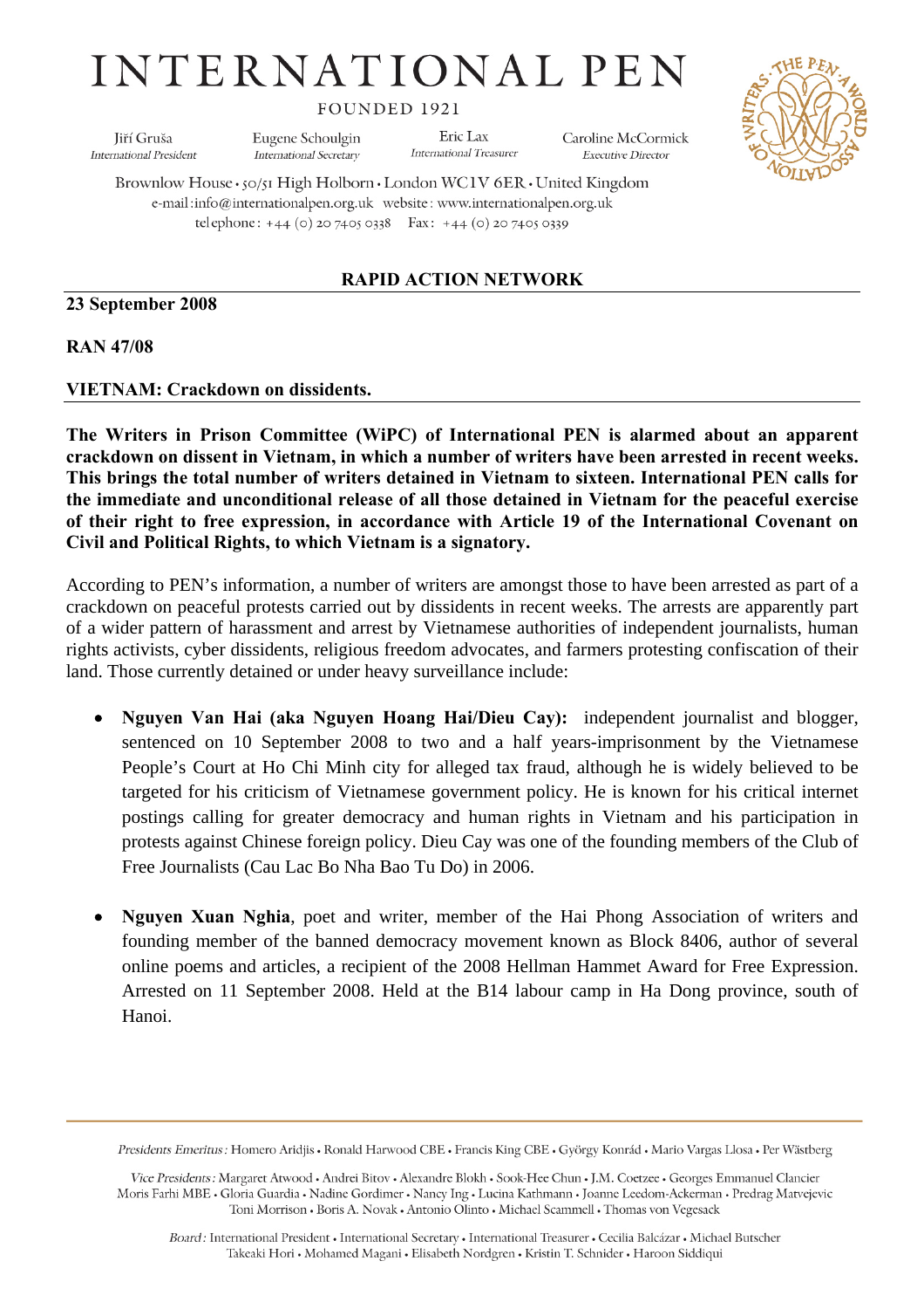# INTERNATIONAL PEN

FOUNDED 1921

Jiří Gruša, *International President* · Eugene Schoulgin, *International Secretary* · Eric Lax, *International Treasurer* · Caroline McCormick, *Executive Director*

Brownlow House • 50/51 High Holborn • London WC1V 6ER • United Kingdom
e-mail: info@internationalpen.org.uk website: www.internationalpen.org.uk
telephone: +44 (0) 20 7405 0338 Fax: +44 (0) 20 7405 0339

## RAPID ACTION NETWORK

**23 September 2008**

**RAN 47/08**

**VIETNAM: Crackdown on dissidents.**

**The Writers in Prison Committee (WiPC) of International PEN is alarmed about an apparent crackdown on dissent in Vietnam, in which a number of writers have been arrested in recent weeks. This brings the total number of writers detained in Vietnam to sixteen. International PEN calls for the immediate and unconditional release of all those detained in Vietnam for the peaceful exercise of their right to free expression, in accordance with Article 19 of the International Covenant on Civil and Political Rights, to which Vietnam is a signatory.**

According to PEN's information, a number of writers are amongst those to have been arrested as part of a crackdown on peaceful protests carried out by dissidents in recent weeks. The arrests are apparently part of a wider pattern of harassment and arrest by Vietnamese authorities of independent journalists, human rights activists, cyber dissidents, religious freedom advocates, and farmers protesting confiscation of their land. Those currently detained or under heavy surveillance include:

- **Nguyen Van Hai (aka Nguyen Hoang Hai/Dieu Cay):** independent journalist and blogger, sentenced on 10 September 2008 to two and a half years-imprisonment by the Vietnamese People's Court at Ho Chi Minh city for alleged tax fraud, although he is widely believed to be targeted for his criticism of Vietnamese government policy. He is known for his critical internet postings calling for greater democracy and human rights in Vietnam and his participation in protests against Chinese foreign policy. Dieu Cay was one of the founding members of the Club of Free Journalists (Cau Lac Bo Nha Bao Tu Do) in 2006.

- **Nguyen Xuan Nghia**, poet and writer, member of the Hai Phong Association of writers and founding member of the banned democracy movement known as Block 8406, author of several online poems and articles, a recipient of the 2008 Hellman Hammet Award for Free Expression. Arrested on 11 September 2008. Held at the B14 labour camp in Ha Dong province, south of Hanoi.

*Presidents Emeritus:* Homero Aridjis • Ronald Harwood CBE • Francis King CBE • György Konrád • Mario Vargas Llosa • Per Wästberg

*Vice Presidents:* Margaret Atwood • Andrei Bitov • Alexandre Blokh • Sook-Hee Chun • J.M. Coetzee • Georges Emmanuel Clancier • Moris Farhi MBE • Gloria Guardia • Nadine Gordimer • Nancy Ing • Lucina Kathmann • Joanne Leedom-Ackerman • Predrag Matvejevic • Toni Morrison • Boris A. Novak • Antonio Olinto • Michael Scammell • Thomas von Vegesack

*Board:* International President • International Secretary • International Treasurer • Cecilia Balcázar • Michael Butscher • Takeaki Hori • Mohamed Magani • Elisabeth Nordgren • Kristin T. Schnider • Haroon Siddiqui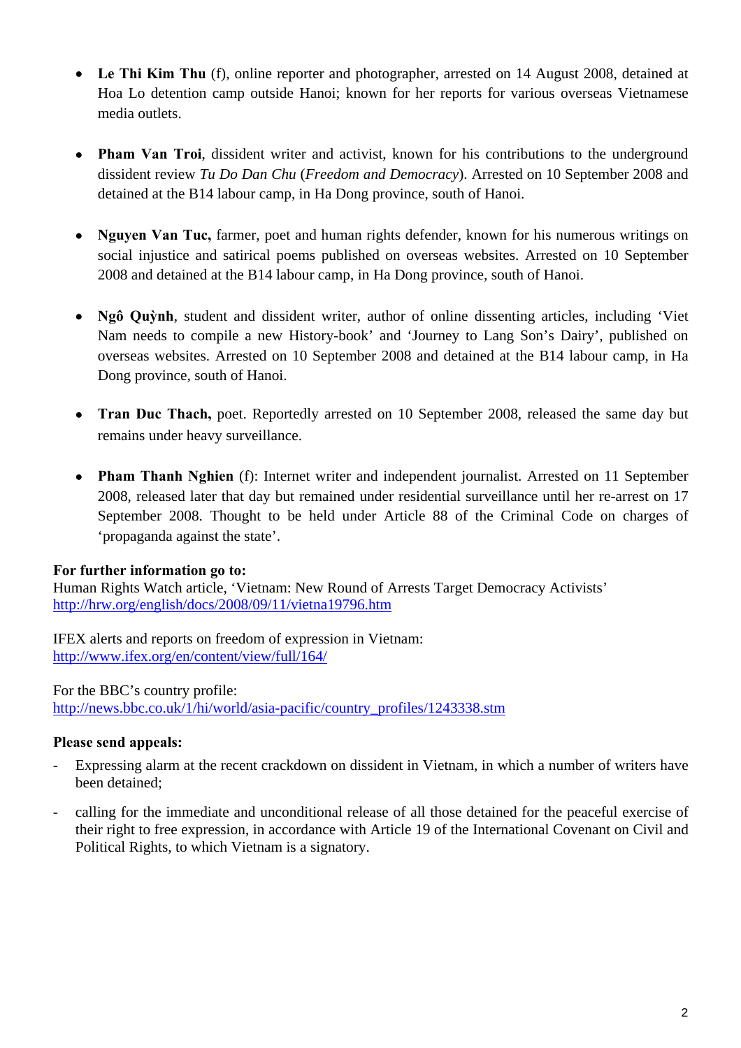- **Le Thi Kim Thu** (f), online reporter and photographer, arrested on 14 August 2008, detained at Hoa Lo detention camp outside Hanoi; known for her reports for various overseas Vietnamese media outlets.

- **Pham Van Troi**, dissident writer and activist, known for his contributions to the underground dissident review *Tu Do Dan Chu* (*Freedom and Democracy*). Arrested on 10 September 2008 and detained at the B14 labour camp, in Ha Dong province, south of Hanoi.

- **Nguyen Van Tuc,** farmer, poet and human rights defender, known for his numerous writings on social injustice and satirical poems published on overseas websites. Arrested on 10 September 2008 and detained at the B14 labour camp, in Ha Dong province, south of Hanoi.

- **Ngô Quỳnh**, student and dissident writer, author of online dissenting articles, including 'Viet Nam needs to compile a new History-book' and 'Journey to Lang Son's Dairy', published on overseas websites. Arrested on 10 September 2008 and detained at the B14 labour camp, in Ha Dong province, south of Hanoi.

- **Tran Duc Thach,** poet. Reportedly arrested on 10 September 2008, released the same day but remains under heavy surveillance.

- **Pham Thanh Nghien** (f): Internet writer and independent journalist. Arrested on 11 September 2008, released later that day but remained under residential surveillance until her re-arrest on 17 September 2008. Thought to be held under Article 88 of the Criminal Code on charges of 'propaganda against the state'.

**For further information go to:**
Human Rights Watch article, 'Vietnam: New Round of Arrests Target Democracy Activists'
http://hrw.org/english/docs/2008/09/11/vietna19796.htm

IFEX alerts and reports on freedom of expression in Vietnam:
http://www.ifex.org/en/content/view/full/164/

For the BBC's country profile:
http://news.bbc.co.uk/1/hi/world/asia-pacific/country_profiles/1243338.stm

**Please send appeals:**

- Expressing alarm at the recent crackdown on dissident in Vietnam, in which a number of writers have been detained;
- calling for the immediate and unconditional release of all those detained for the peaceful exercise of their right to free expression, in accordance with Article 19 of the International Covenant on Civil and Political Rights, to which Vietnam is a signatory.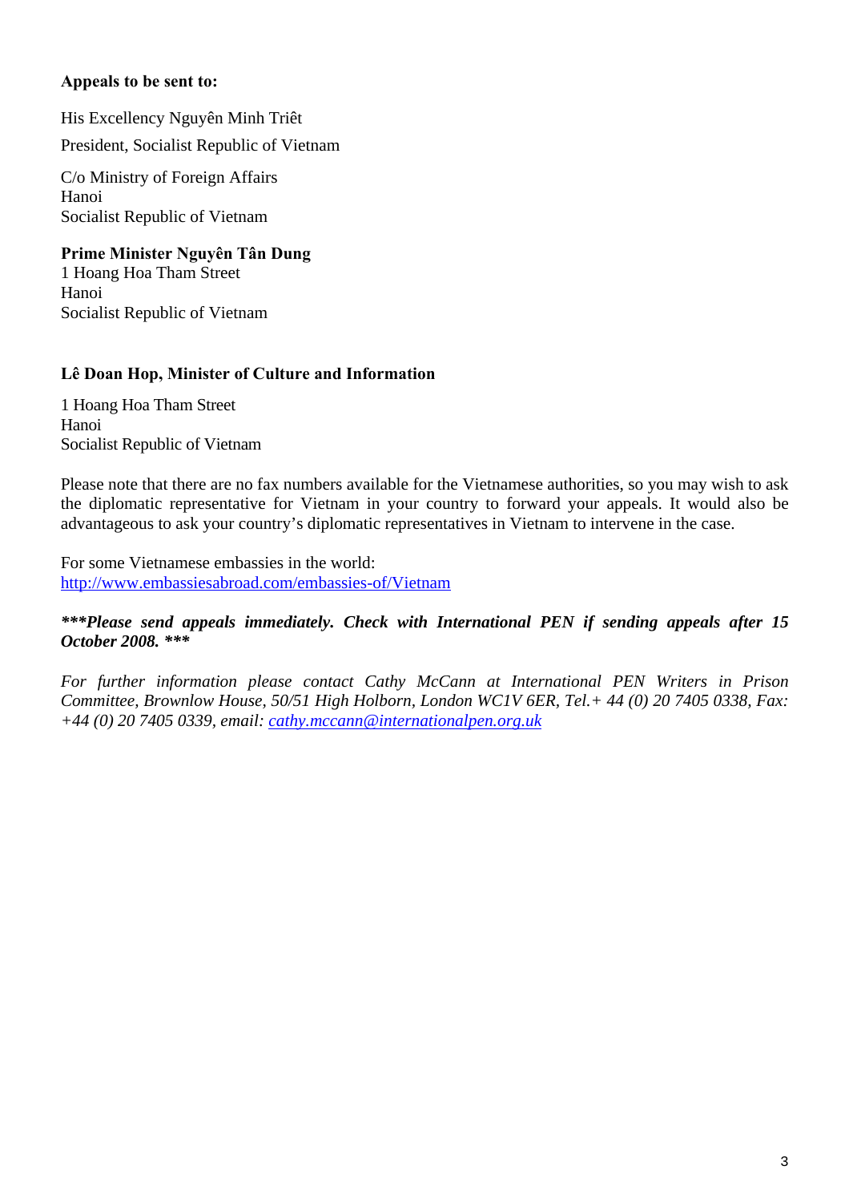**Appeals to be sent to:**

His Excellency Nguyên Minh Triêt

President, Socialist Republic of Vietnam

C/o Ministry of Foreign Affairs
Hanoi
Socialist Republic of Vietnam

**Prime Minister Nguyên Tân Dung**
1 Hoang Hoa Tham Street
Hanoi
Socialist Republic of Vietnam

**Lê Doan Hop, Minister of Culture and Information**

1 Hoang Hoa Tham Street
Hanoi
Socialist Republic of Vietnam

Please note that there are no fax numbers available for the Vietnamese authorities, so you may wish to ask the diplomatic representative for Vietnam in your country to forward your appeals. It would also be advantageous to ask your country's diplomatic representatives in Vietnam to intervene in the case.

For some Vietnamese embassies in the world:
http://www.embassiesabroad.com/embassies-of/Vietnam

***\*\*\*Please send appeals immediately. Check with International PEN if sending appeals after 15 October 2008. \*\*\****

*For further information please contact Cathy McCann at International PEN Writers in Prison Committee, Brownlow House, 50/51 High Holborn, London WC1V 6ER, Tel.+ 44 (0) 20 7405 0338, Fax: +44 (0) 20 7405 0339, email: cathy.mccann@internationalpen.org.uk*